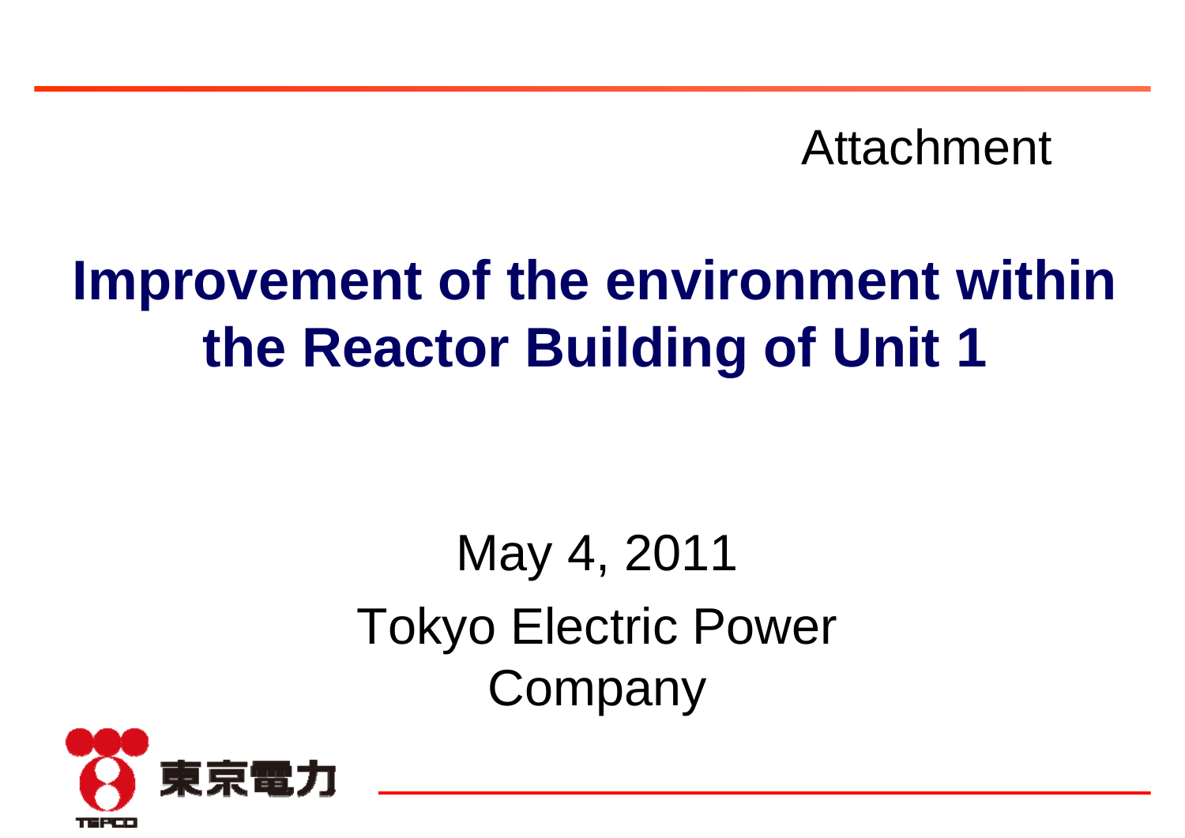Attachment

# Improvement of the environment within the Reactor Building of Unit 1

May 4, 2011

Tokyo Electric Power Company

東京電力

TEPCO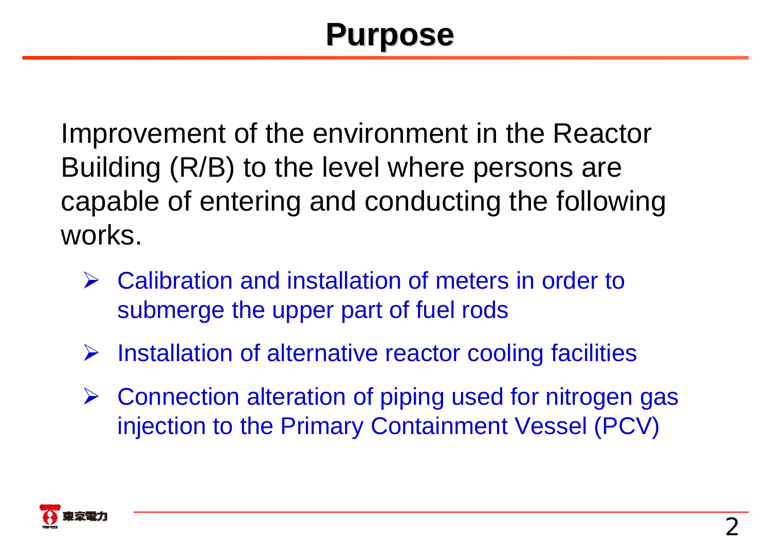# Purpose

Improvement of the environment in the Reactor Building (R/B) to the level where persons are capable of entering and conducting the following works.

- Calibration and installation of meters in order to submerge the upper part of fuel rods
- Installation of alternative reactor cooling facilities
- Connection alteration of piping used for nitrogen gas injection to the Primary Containment Vessel (PCV)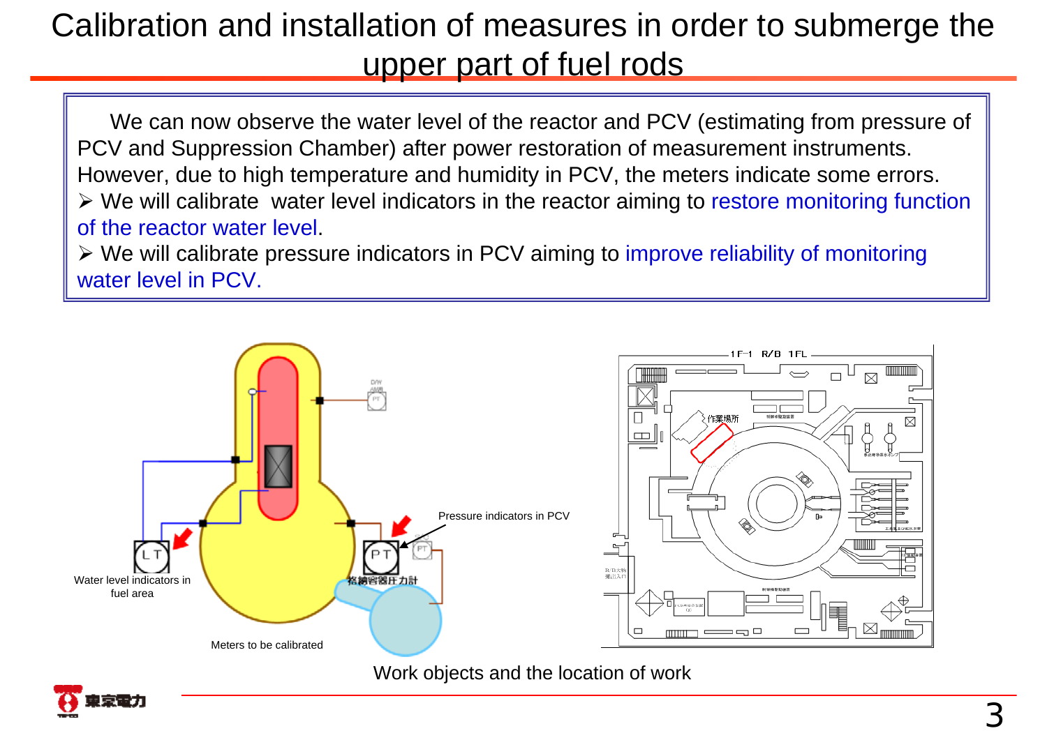# Calibration and installation of measures in order to submerge the upper part of fuel rods

We can now observe the water level of the reactor and PCV (estimating from pressure of PCV and Suppression Chamber) after power restoration of measurement instruments. However, due to high temperature and humidity in PCV, the meters indicate some errors.

- We will calibrate water level indicators in the reactor aiming to restore monitoring function of the reactor water level.
- We will calibrate pressure indicators in PCV aiming to improve reliability of monitoring water level in PCV.

Water level indicators in fuel area

Pressure indicators in PCV

格納容器圧力計

Meters to be calibrated

Work objects and the location of work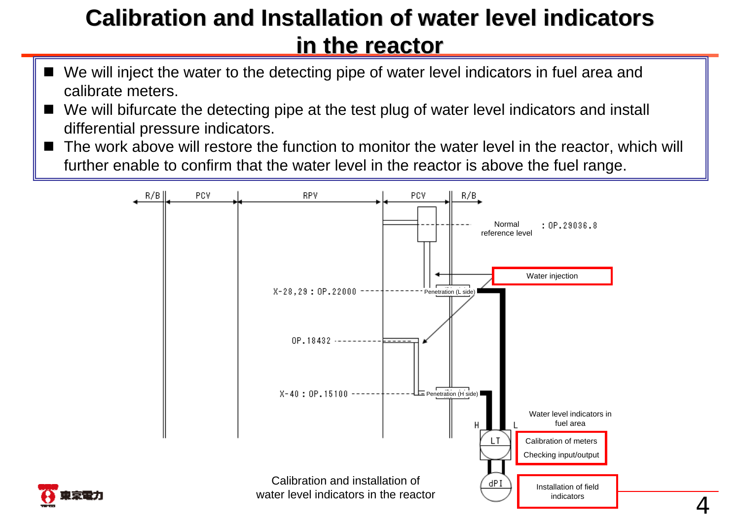# Calibration and Installation of water level indicators in the reactor

- We will inject the water to the detecting pipe of water level indicators in fuel area and calibrate meters.
- We will bifurcate the detecting pipe at the test plug of water level indicators and install differential pressure indicators.
- The work above will restore the function to monitor the water level in the reactor, which will further enable to confirm that the water level in the reactor is above the fuel range.

R/B | PCV | RPV | PCV | R/B

Normal reference level : OP.29036.8

Water injection

X-28,29 : OP.22000 — Penetration (L side)

OP.18432

X-40 : OP.15100 — Penetration (H side)

H L

Water level indicators in fuel area

LT — Calibration of meters / Checking input/output

dPI — Installation of field indicators

Calibration and installation of water level indicators in the reactor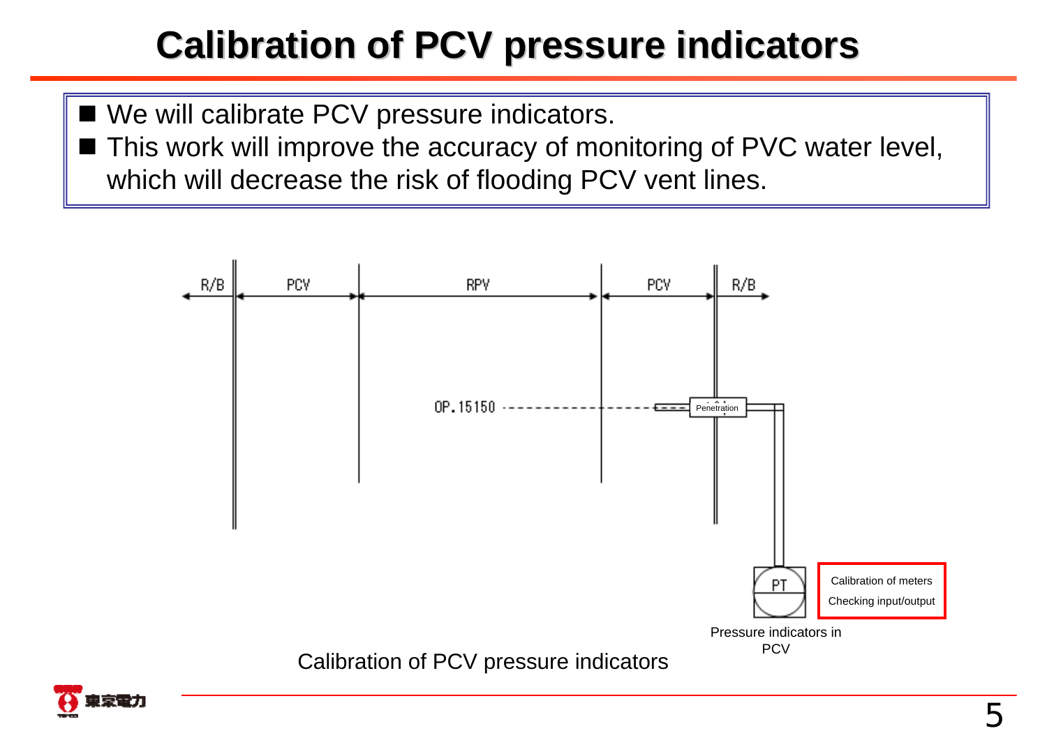# Calibration of PCV pressure indicators

- We will calibrate PCV pressure indicators.
- This work will improve the accuracy of monitoring of PVC water level, which will decrease the risk of flooding PCV vent lines.

R/B | PCV | RPV | PCV | R/B

OP.15150

Penetration

PT

Calibration of meters

Checking input/output

Pressure indicators in PCV

Calibration of PCV pressure indicators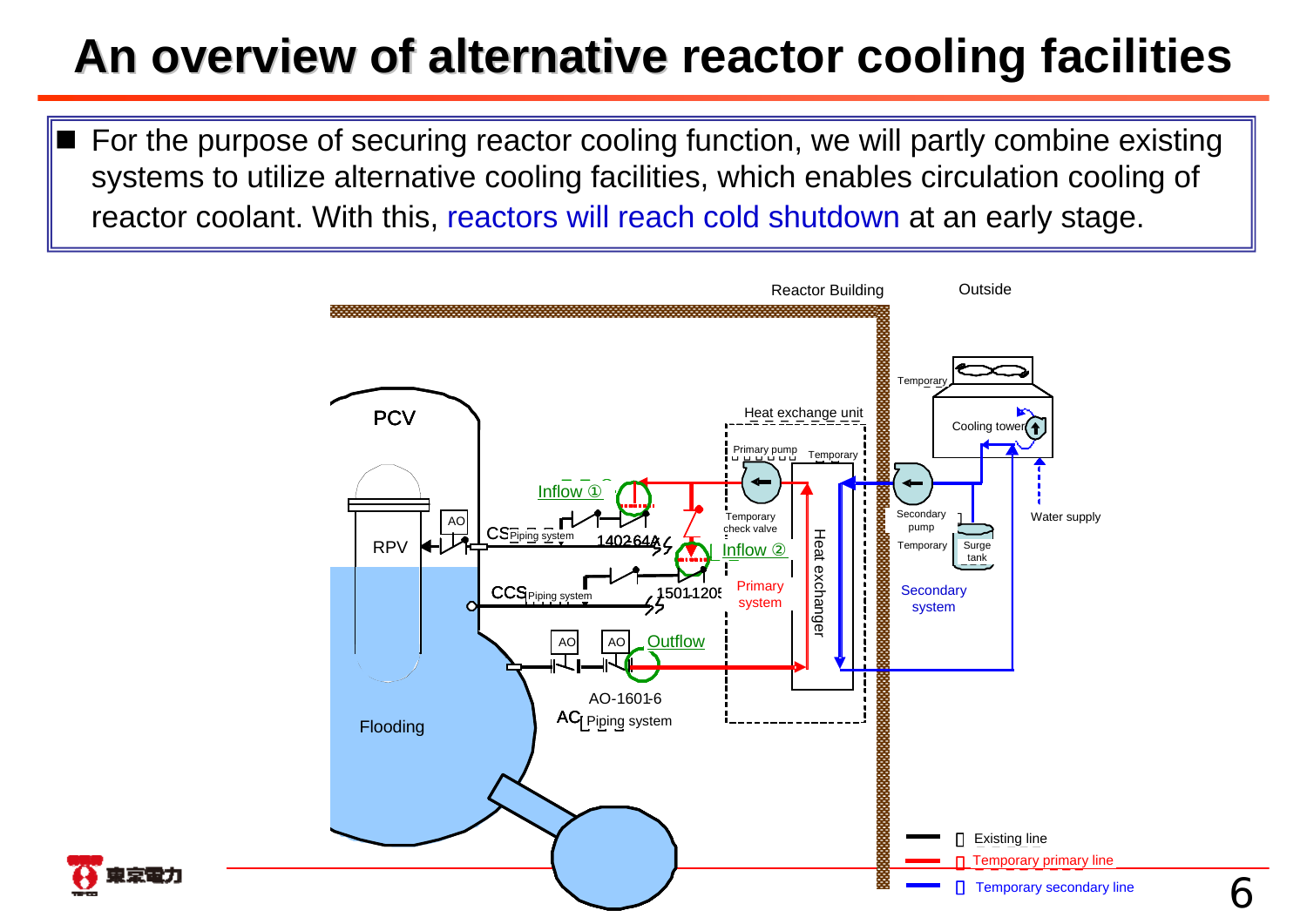# An overview of alternative reactor cooling facilities

- For the purpose of securing reactor cooling function, we will partly combine existing systems to utilize alternative cooling facilities, which enables circulation cooling of reactor coolant. With this, reactors will reach cold shutdown at an early stage.

Reactor Building

Outside

PCV

RPV

Flooding

AO

CS Piping system

140264A

CCS Piping system

1501-1205

AO AO

AO-1601-6

AC Piping system

Inflow ①

Inflow ②

Outflow

Heat exchange unit

Primary pump Temporary

Temporary check valve

Primary system

Heat exchanger

Temporary

Cooling tower

Secondary pump

Temporary

Surge tank

Water supply

Secondary system

Existing line

Temporary primary line

Temporary secondary line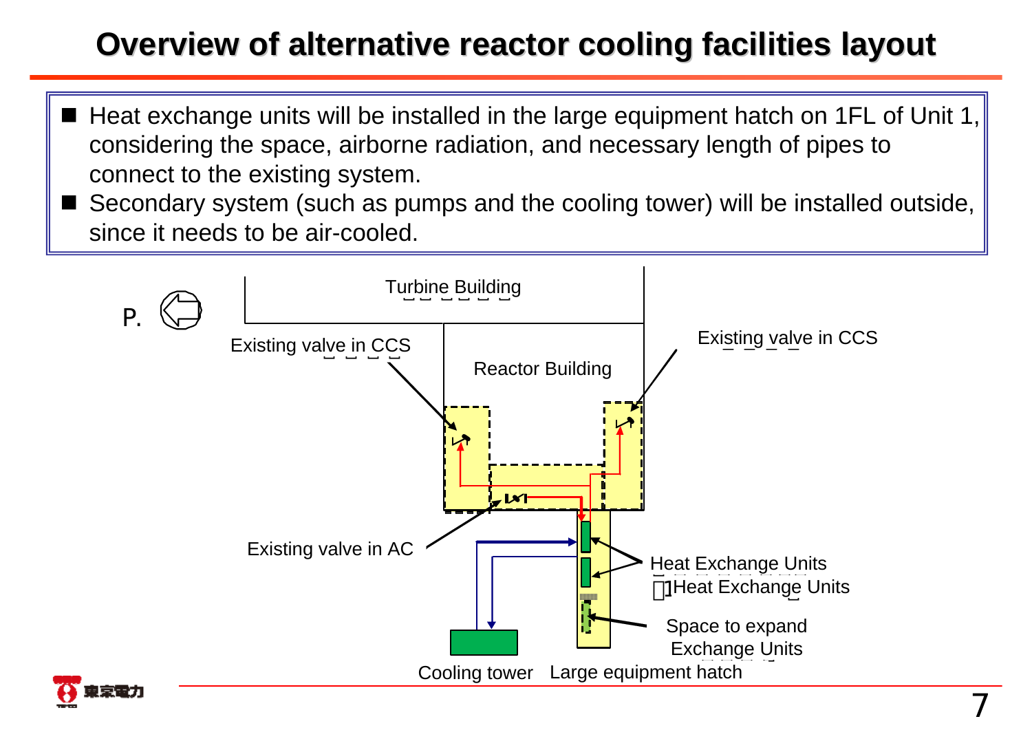# Overview of alternative reactor cooling facilities layout

- Heat exchange units will be installed in the large equipment hatch on 1FL of Unit 1, considering the space, airborne radiation, and necessary length of pipes to connect to the existing system.
- Secondary system (such as pumps and the cooling tower) will be installed outside, since it needs to be air-cooled.

P.

Turbine Building

Existing valve in CCS

Reactor Building

Existing valve in CCS

Existing valve in AC

Heat Exchange Units

1Heat Exchange Units

Space to expand Exchange Units

Cooling tower

Large equipment hatch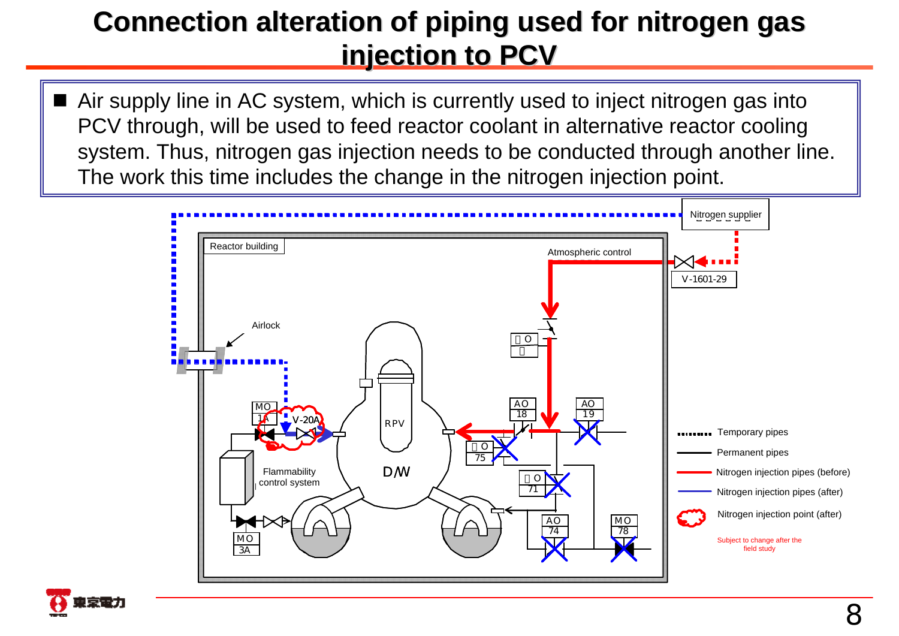# Connection alteration of piping used for nitrogen gas injection to PCV

- Air supply line in AC system, which is currently used to inject nitrogen gas into PCV through, will be used to feed reactor coolant in alternative reactor cooling system. Thus, nitrogen gas injection needs to be conducted through another line. The work this time includes the change in the nitrogen injection point.

Nitrogen supplier

Reactor building

Atmospheric control

V-1601-29

Airlock

MO 1A

V-20A

RPV

D/W

Flammability control system

MO 3A

AO 18

AO 19

AO 74

MO 78

75

71

Temporary pipes

Permanent pipes

Nitrogen injection pipes (before)

Nitrogen injection pipes (after)

Nitrogen injection point (after)

Subject to change after the field study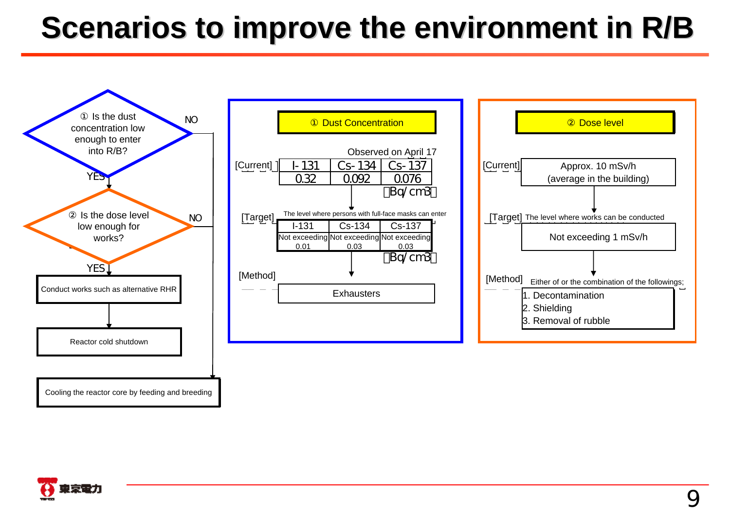# Scenarios to improve the environment in R/B

① Is the dust concentration low enough to enter into R/B?
- NO → Cooling the reactor core by feeding and breeding
- YES ↓

② Is the dose level low enough for works?
- NO → Cooling the reactor core by feeding and breeding
- YES ↓

Conduct works such as alternative RHR

↓

Reactor cold shutdown

Cooling the reactor core by feeding and breeding

## ① Dust Concentration

Observed on April 17

[Current]

| I-131 | Cs-134 | Cs-137 |
|---|---|---|
| 0.32 | 0.092 | 0.076 |

[Bq/cm3]

[Target] The level where persons with full-face masks can enter

| I-131 | Cs-134 | Cs-137 |
|---|---|---|
| Not exceeding 0.01 | Not exceeding 0.03 | Not exceeding 0.03 |

[Bq/cm3]

[Method]

Exhausters

## ② Dose level

[Current]

Approx. 10 mSv/h (average in the building)

[Target] The level where works can be conducted

Not exceeding 1 mSv/h

[Method] Either of or the combination of the followings;

1. Decontamination
2. Shielding
3. Removal of rubble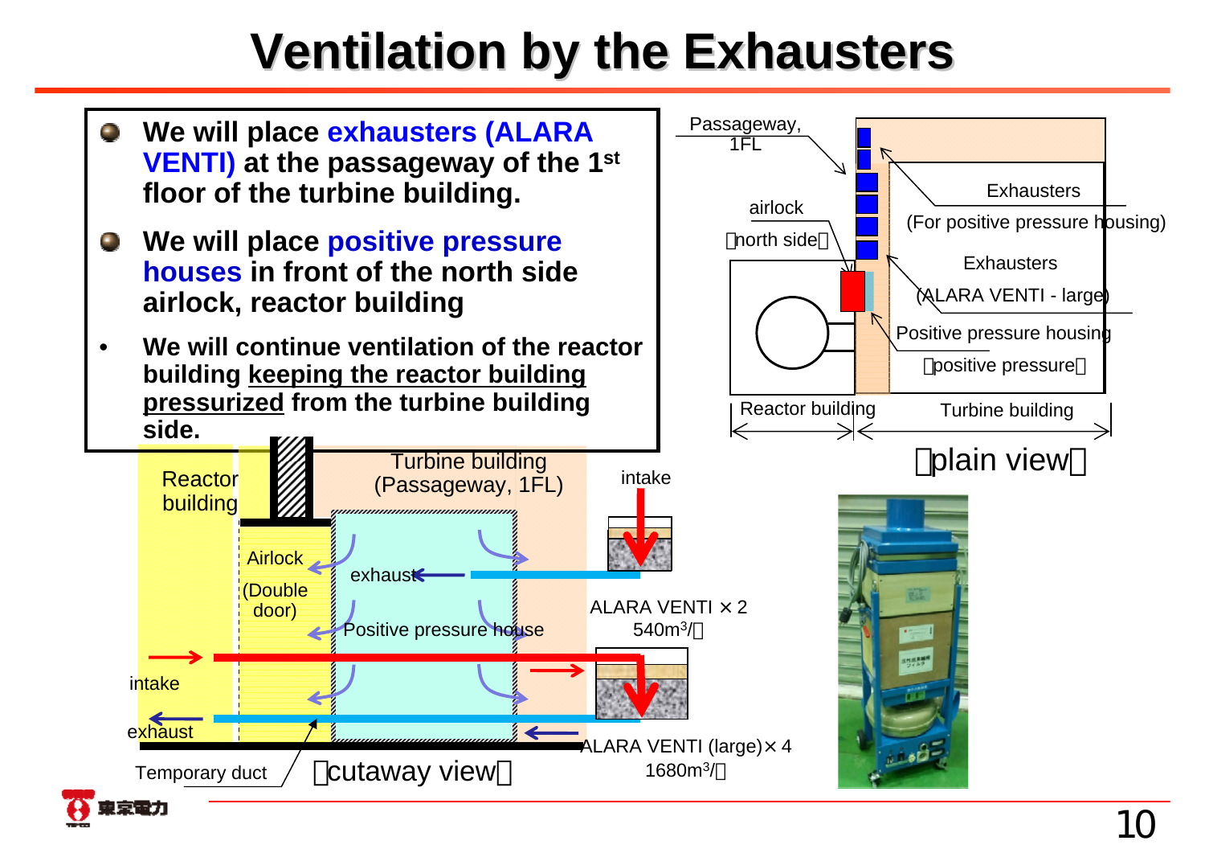# Ventilation by the Exhausters

- We will place **exhausters (ALARA VENTI)** at the passageway of the 1st floor of the turbine building.
- We will place **positive pressure houses** in front of the north side airlock, reactor building
- We will continue ventilation of the reactor building keeping the reactor building pressurized from the turbine building side.

Passageway, 1FL

airlock

（north side）

Exhausters

(For positive pressure housing)

Exhausters

(ALARA VENTI - large)

Positive pressure housing

（positive pressure）

Reactor building

Turbine building

（plain view）

Reactor building

Turbine building (Passageway, 1FL)

Airlock (Double door)

exhaust

Positive pressure house

intake

ALARA VENTI × 2

540m³/h

intake

exhaust

ALARA VENTI (large)× 4

1680m³/h

Temporary duct

（cutaway view）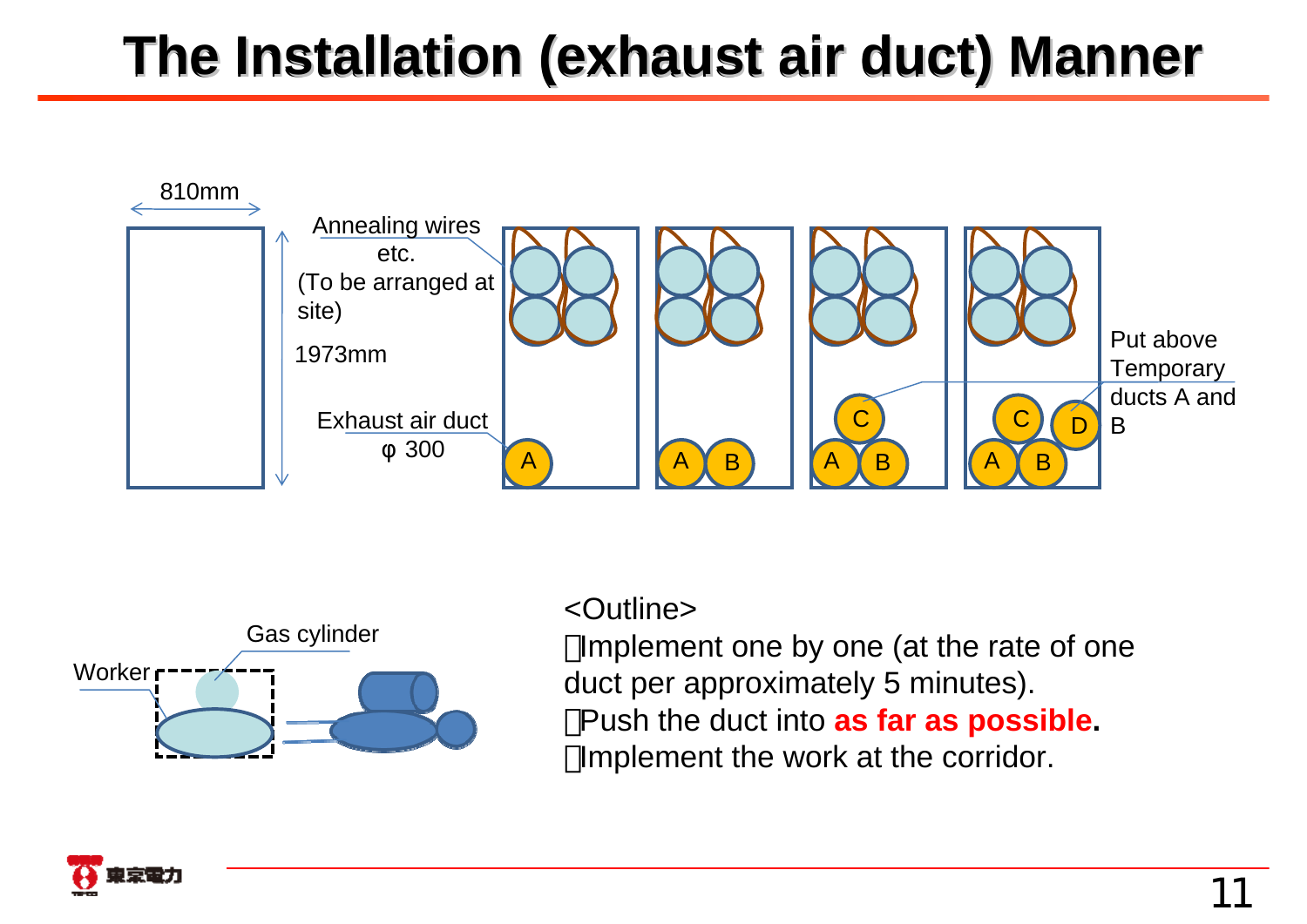# The Installation (exhaust air duct) Manner

810mm

1973mm

Annealing wires etc.
(To be arranged at site)

Exhaust air duct
φ 300

A

A B

C
A B

C D
A B

Put above Temporary ducts A and B

Gas cylinder

Worker

<Outline>

- Implement one by one (at the rate of one duct per approximately 5 minutes).
- Push the duct into **as far as possible.**
- Implement the work at the corridor.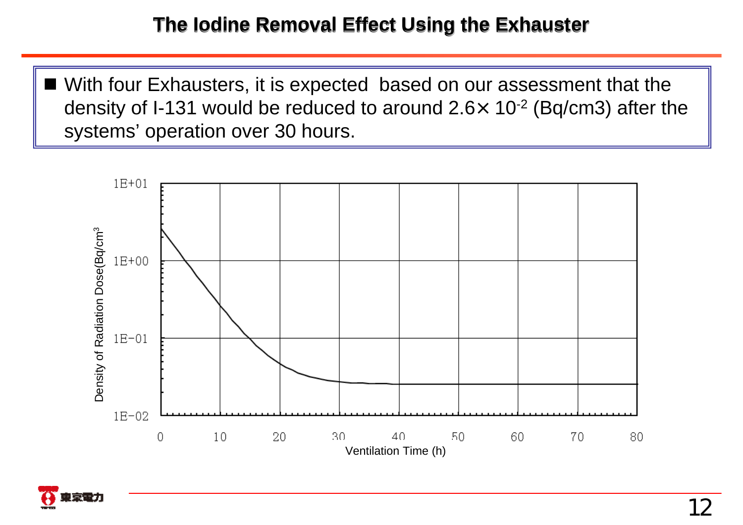# The Iodine Removal Effect Using the Exhauster

- With four Exhausters, it is expected based on our assessment that the density of I-131 would be reduced to around $2.6\times 10^{-2}$ (Bq/cm3) after the systems' operation over 30 hours.

Density of Radiation Dose(Bq/cm$^3$)

1E+01
1E+00
1E-01
1E-02

0 10 20 30 40 50 60 70 80

Ventilation Time (h)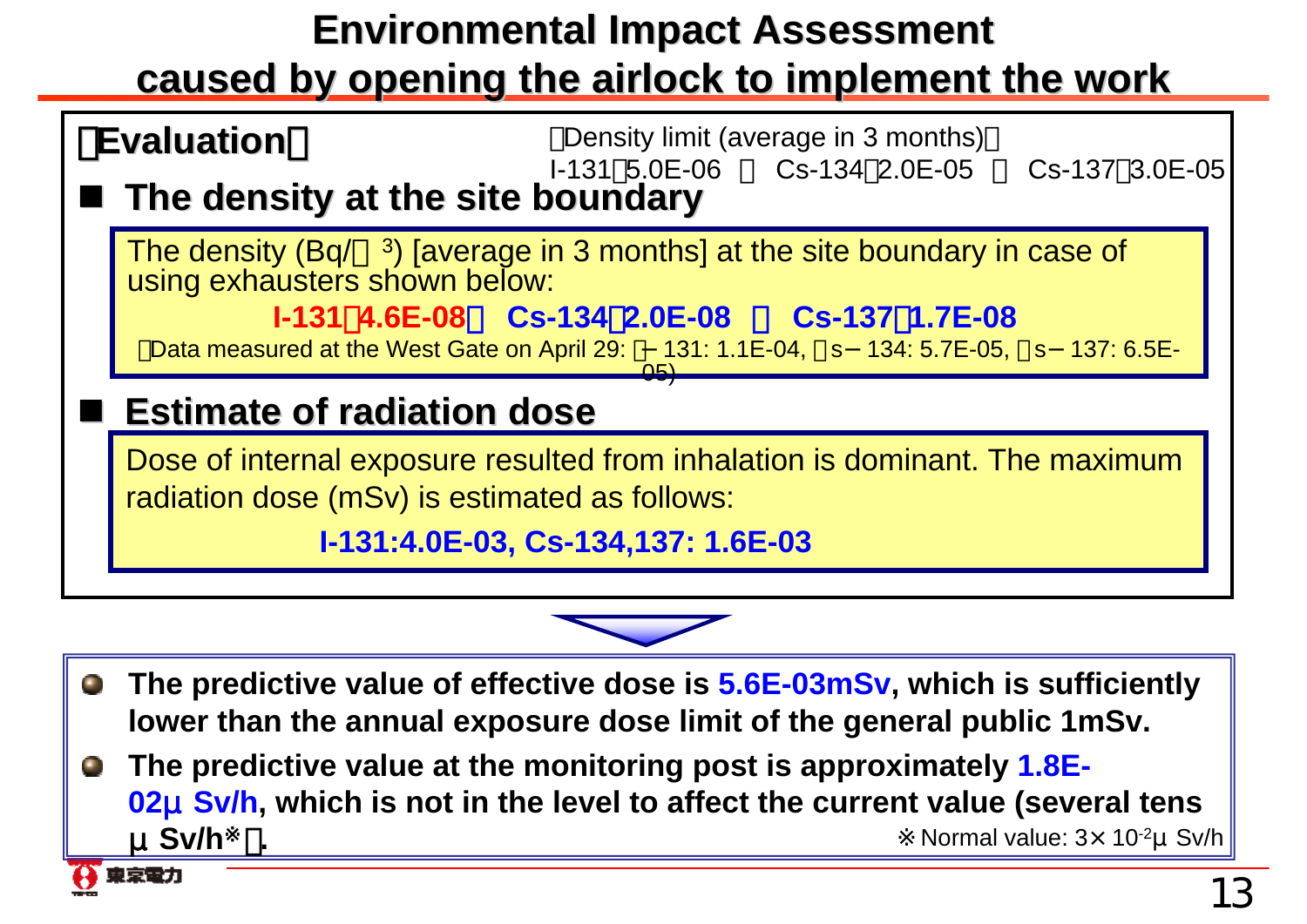# Environmental Impact Assessment caused by opening the airlock to implement the work

**【Evaluation】**

（Density limit (average in 3 months)）
I-131：5.0E-06 ， Cs-134：2.0E-05 ， Cs-137：3.0E-05

- **The density at the site boundary**

The density (Bq/㎝$^3$) [average in 3 months] at the site boundary in case of using exhausters shown below:

**I-131：4.6E-08，Cs-134：2.0E-08 ， Cs-137：1.7E-08**

（Data measured at the West Gate on April 29: I－131: 1.1E-04, Cs－134: 5.7E-05, Cs－137: 6.5E-05)

- **Estimate of radiation dose**

Dose of internal exposure resulted from inhalation is dominant. The maximum radiation dose (mSv) is estimated as follows:

**I-131:4.0E-03, Cs-134,137: 1.6E-03**

- **The predictive value of effective dose is 5.6E-03mSv, which is sufficiently lower than the annual exposure dose limit of the general public 1mSv.**
- **The predictive value at the monitoring post is approximately 1.8E-02μSv/h, which is not in the level to affect the current value (several tens μSv/h※).**

※Normal value: 3×10$^{-2}$μSv/h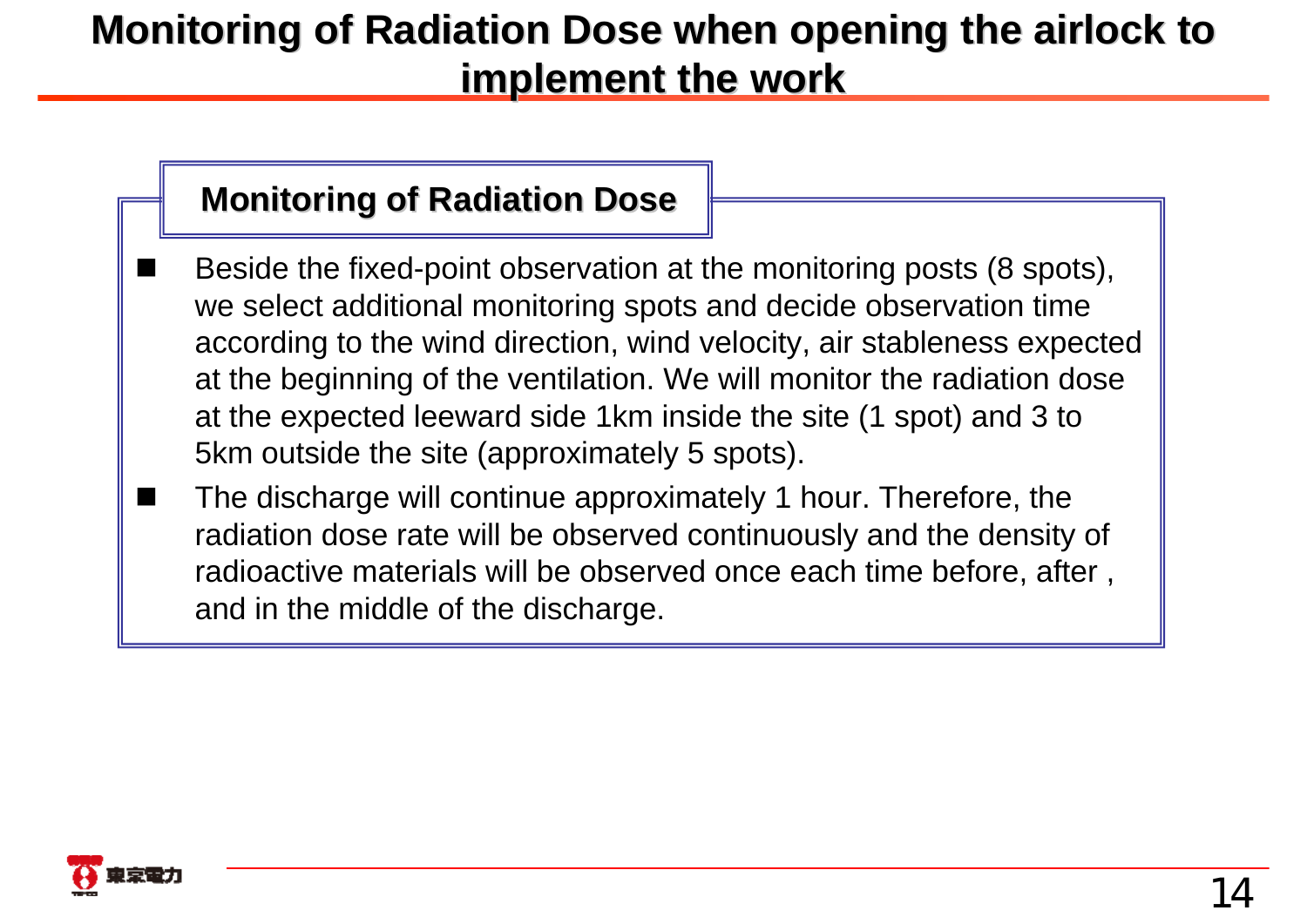# Monitoring of Radiation Dose when opening the airlock to implement the work

## Monitoring of Radiation Dose

- Beside the fixed-point observation at the monitoring posts (8 spots), we select additional monitoring spots and decide observation time according to the wind direction, wind velocity, air stableness expected at the beginning of the ventilation. We will monitor the radiation dose at the expected leeward side 1km inside the site (1 spot) and 3 to 5km outside the site (approximately 5 spots).
- The discharge will continue approximately 1 hour. Therefore, the radiation dose rate will be observed continuously and the density of radioactive materials will be observed once each time before, after , and in the middle of the discharge.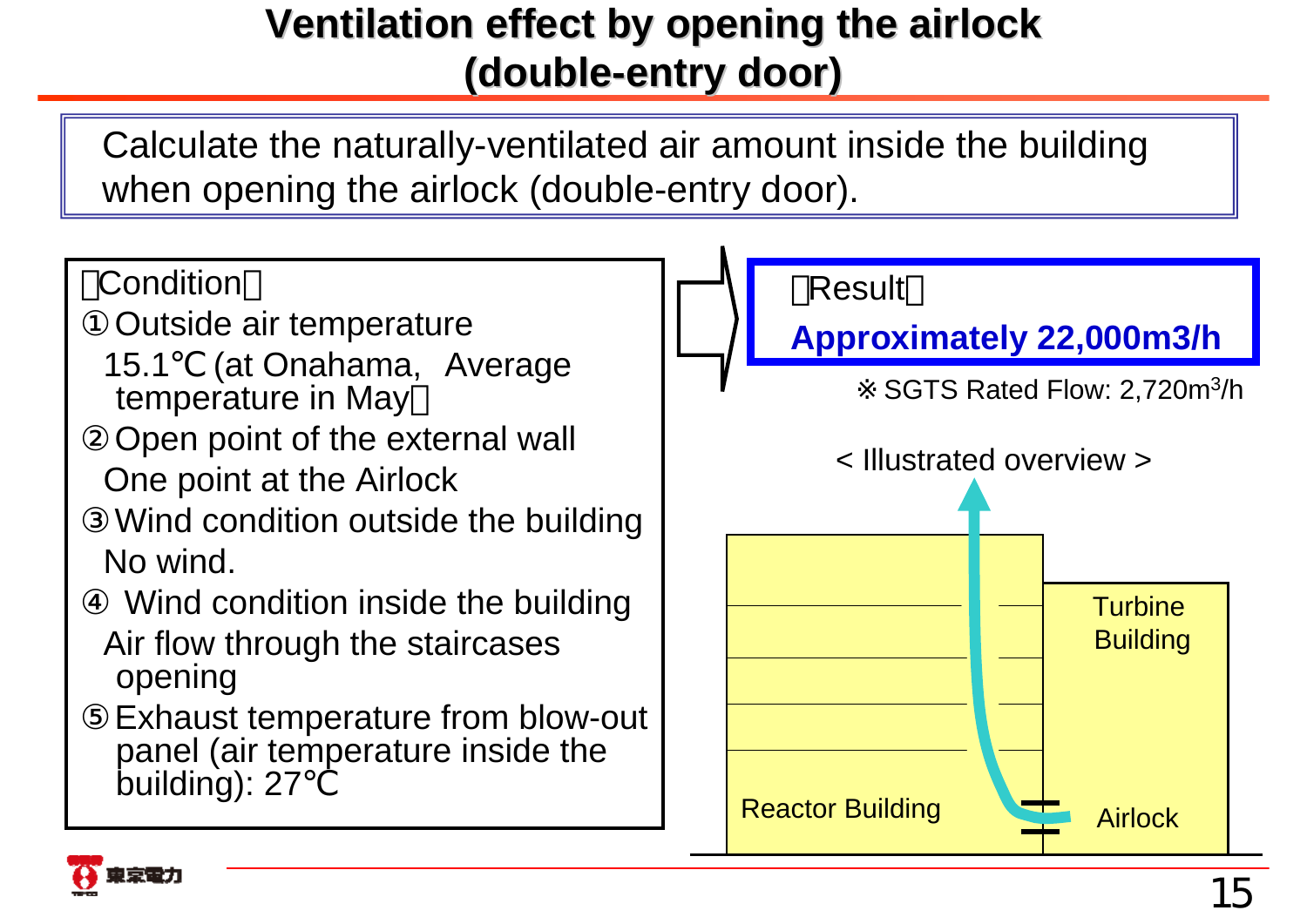# Ventilation effect by opening the airlock (double-entry door)

Calculate the naturally-ventilated air amount inside the building when opening the airlock (double-entry door).

【Condition】

① Outside air temperature
15.1℃ (at Onahama, Average temperature in May)

② Open point of the external wall
One point at the Airlock

③ Wind condition outside the building
No wind.

④ Wind condition inside the building
Air flow through the staircases opening

⑤ Exhaust temperature from blow-out panel (air temperature inside the building): 27℃

【Result】

**Approximately 22,000m3/h**

※ SGTS Rated Flow: 2,720$m^3$/h

< Illustrated overview >

Reactor Building

Turbine Building

Airlock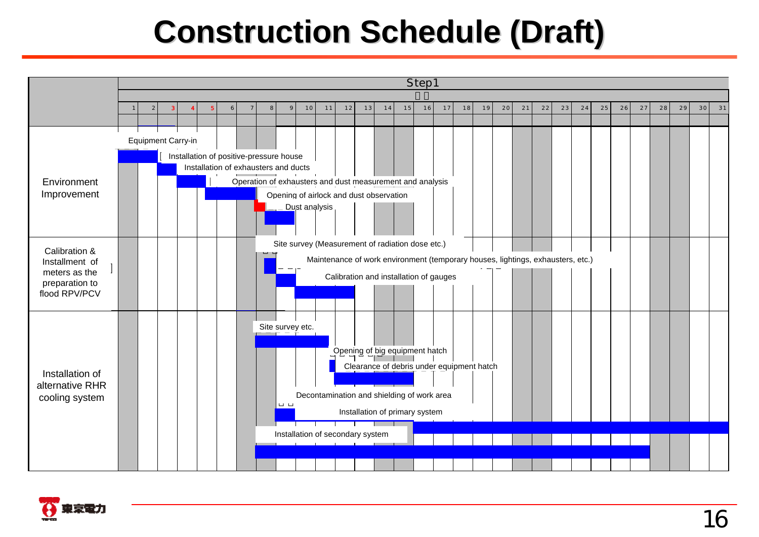# Construction Schedule (Draft)

Step1

1 2 3 4 5 6 7 8 9 10 11 12 13 14 15 16 17 18 19 20 21 22 23 24 25 26 27 28 29 30 31

Environment Improvement

Equipment Carry-in

Installation of positive-pressure house

Installation of exhausters and ducts

Operation of exhausters and dust measurement and analysis

Opening of airlock and dust observation

Dust analysis

Calibration & Installment of meters as the preparation to flood RPV/PCV

Site survey (Measurement of radiation dose etc.)

Maintenance of work environment (temporary houses, lightings, exhausters, etc.)

Calibration and installation of gauges

Installation of alternative RHR cooling system

Site survey etc.

Opening of big equipment hatch

Clearance of debris under equipment hatch

Decontamination and shielding of work area

Installation of primary system

Installation of secondary system